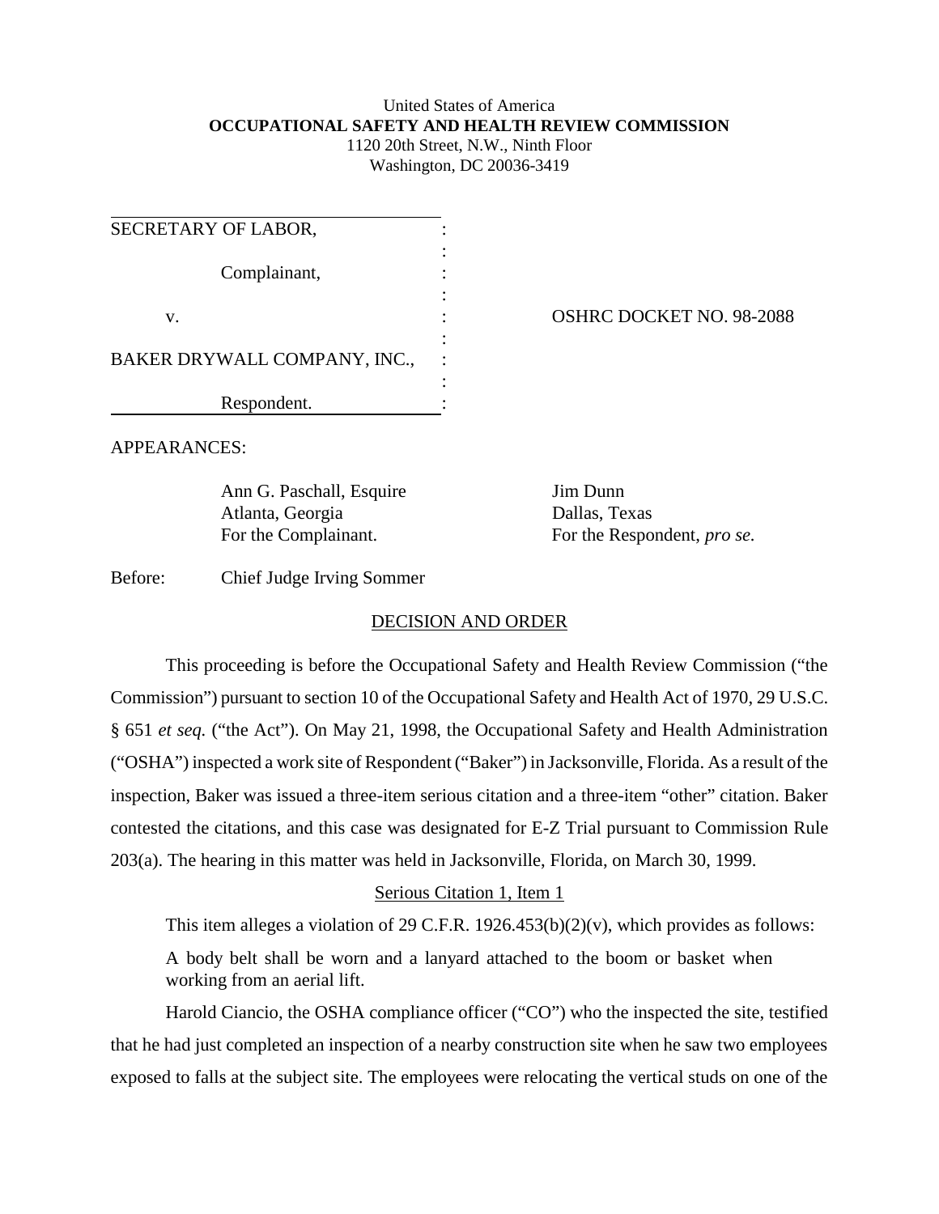United States of America
**OCCUPATIONAL SAFETY AND HEALTH REVIEW COMMISSION**
1120 20th Street, N.W., Ninth Floor
Washington, DC 20036-3419

| | | |
|---|---|---|
| SECRETARY OF LABOR, | : | |
| Complainant, | : | |
| v. | : | OSHRC DOCKET NO. 98-2088 |
| BAKER DRYWALL COMPANY, INC., | : | |
| Respondent. | : | |

APPEARANCES:

| | |
|---|---|
| Ann G. Paschall, Esquire | Jim Dunn |
| Atlanta, Georgia | Dallas, Texas |
| For the Complainant. | For the Respondent, *pro se.* |

Before: Chief Judge Irving Sommer

## DECISION AND ORDER

This proceeding is before the Occupational Safety and Health Review Commission ("the Commission") pursuant to section 10 of the Occupational Safety and Health Act of 1970, 29 U.S.C. § 651 *et seq.* ("the Act"). On May 21, 1998, the Occupational Safety and Health Administration ("OSHA") inspected a work site of Respondent ("Baker") in Jacksonville, Florida. As a result of the inspection, Baker was issued a three-item serious citation and a three-item "other" citation. Baker contested the citations, and this case was designated for E-Z Trial pursuant to Commission Rule 203(a). The hearing in this matter was held in Jacksonville, Florida, on March 30, 1999.

### Serious Citation 1, Item 1

This item alleges a violation of 29 C.F.R. 1926.453(b)(2)(v), which provides as follows:

> A body belt shall be worn and a lanyard attached to the boom or basket when working from an aerial lift.

Harold Ciancio, the OSHA compliance officer ("CO") who the inspected the site, testified that he had just completed an inspection of a nearby construction site when he saw two employees exposed to falls at the subject site. The employees were relocating the vertical studs on one of the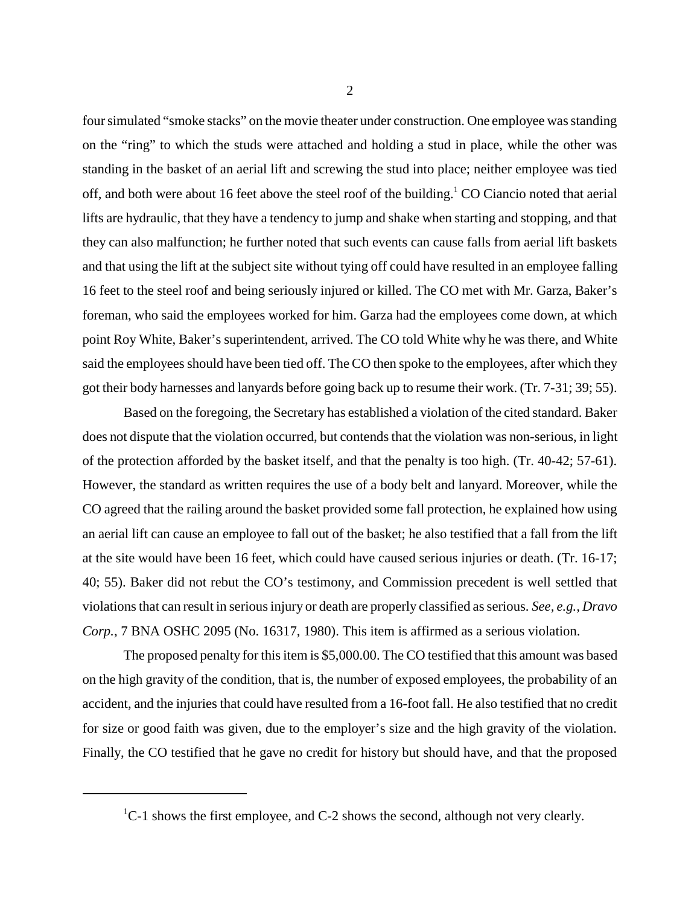four simulated "smoke stacks" on the movie theater under construction. One employee was standing on the "ring" to which the studs were attached and holding a stud in place, while the other was standing in the basket of an aerial lift and screwing the stud into place; neither employee was tied off, and both were about 16 feet above the steel roof of the building.[1] CO Ciancio noted that aerial lifts are hydraulic, that they have a tendency to jump and shake when starting and stopping, and that they can also malfunction; he further noted that such events can cause falls from aerial lift baskets and that using the lift at the subject site without tying off could have resulted in an employee falling 16 feet to the steel roof and being seriously injured or killed. The CO met with Mr. Garza, Baker's foreman, who said the employees worked for him. Garza had the employees come down, at which point Roy White, Baker's superintendent, arrived. The CO told White why he was there, and White said the employees should have been tied off. The CO then spoke to the employees, after which they got their body harnesses and lanyards before going back up to resume their work. (Tr. 7-31; 39; 55).

Based on the foregoing, the Secretary has established a violation of the cited standard. Baker does not dispute that the violation occurred, but contends that the violation was non-serious, in light of the protection afforded by the basket itself, and that the penalty is too high. (Tr. 40-42; 57-61). However, the standard as written requires the use of a body belt and lanyard. Moreover, while the CO agreed that the railing around the basket provided some fall protection, he explained how using an aerial lift can cause an employee to fall out of the basket; he also testified that a fall from the lift at the site would have been 16 feet, which could have caused serious injuries or death. (Tr. 16-17; 40; 55). Baker did not rebut the CO's testimony, and Commission precedent is well settled that violations that can result in serious injury or death are properly classified as serious. *See, e.g., Dravo Corp.*, 7 BNA OSHC 2095 (No. 16317, 1980). This item is affirmed as a serious violation.

The proposed penalty for this item is $5,000.00. The CO testified that this amount was based on the high gravity of the condition, that is, the number of exposed employees, the probability of an accident, and the injuries that could have resulted from a 16-foot fall. He also testified that no credit for size or good faith was given, due to the employer's size and the high gravity of the violation. Finally, the CO testified that he gave no credit for history but should have, and that the proposed

---

[1] C-1 shows the first employee, and C-2 shows the second, although not very clearly.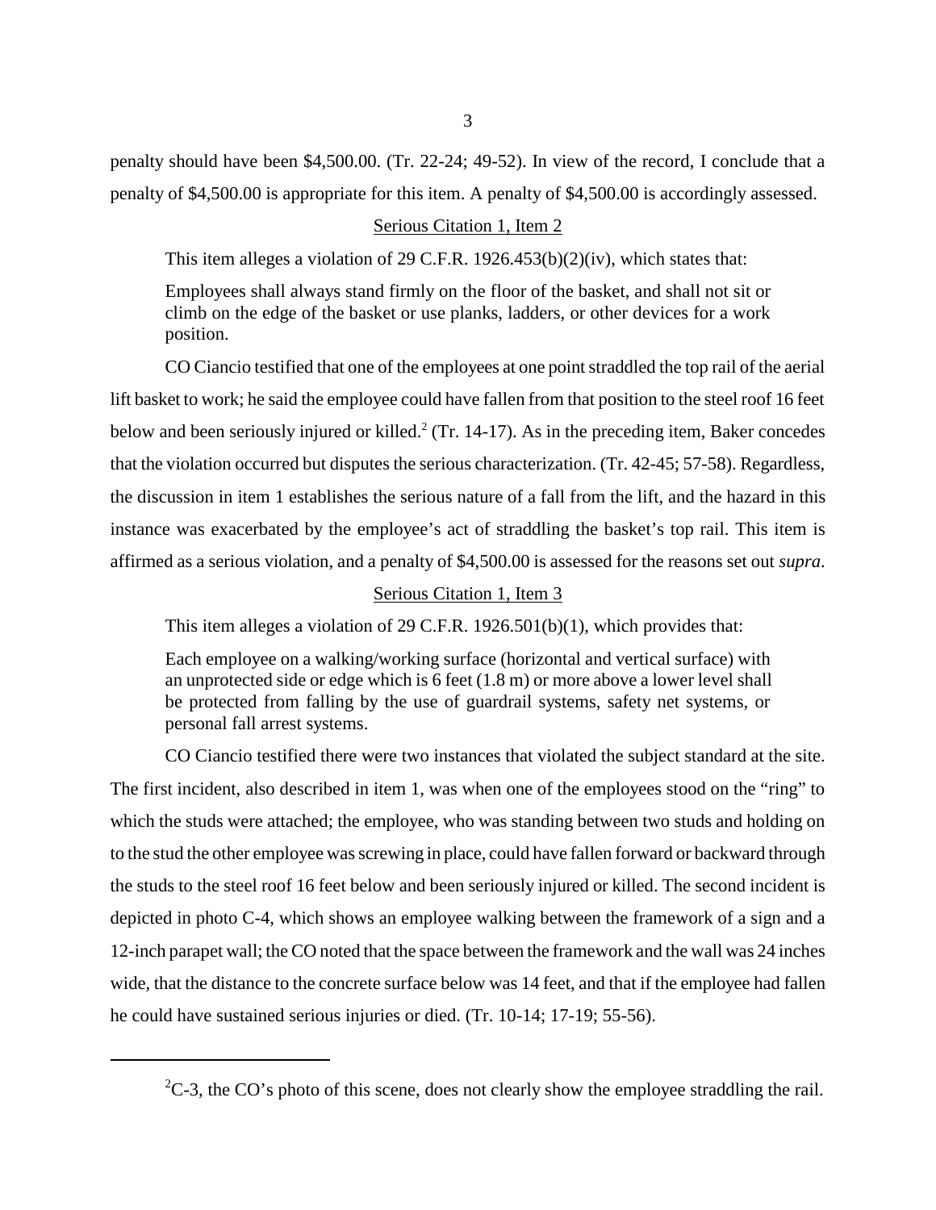penalty should have been $4,500.00. (Tr. 22-24; 49-52). In view of the record, I conclude that a penalty of $4,500.00 is appropriate for this item. A penalty of $4,500.00 is accordingly assessed.

<u>Serious Citation 1, Item 2</u>

This item alleges a violation of 29 C.F.R. 1926.453(b)(2)(iv), which states that:

> Employees shall always stand firmly on the floor of the basket, and shall not sit or climb on the edge of the basket or use planks, ladders, or other devices for a work position.

CO Ciancio testified that one of the employees at one point straddled the top rail of the aerial lift basket to work; he said the employee could have fallen from that position to the steel roof 16 feet below and been seriously injured or killed.[2] (Tr. 14-17). As in the preceding item, Baker concedes that the violation occurred but disputes the serious characterization. (Tr. 42-45; 57-58). Regardless, the discussion in item 1 establishes the serious nature of a fall from the lift, and the hazard in this instance was exacerbated by the employee's act of straddling the basket's top rail. This item is affirmed as a serious violation, and a penalty of $4,500.00 is assessed for the reasons set out *supra*.

<u>Serious Citation 1, Item 3</u>

This item alleges a violation of 29 C.F.R. 1926.501(b)(1), which provides that:

> Each employee on a walking/working surface (horizontal and vertical surface) with an unprotected side or edge which is 6 feet (1.8 m) or more above a lower level shall be protected from falling by the use of guardrail systems, safety net systems, or personal fall arrest systems.

CO Ciancio testified there were two instances that violated the subject standard at the site. The first incident, also described in item 1, was when one of the employees stood on the "ring" to which the studs were attached; the employee, who was standing between two studs and holding on to the stud the other employee was screwing in place, could have fallen forward or backward through the studs to the steel roof 16 feet below and been seriously injured or killed. The second incident is depicted in photo C-4, which shows an employee walking between the framework of a sign and a 12-inch parapet wall; the CO noted that the space between the framework and the wall was 24 inches wide, that the distance to the concrete surface below was 14 feet, and that if the employee had fallen he could have sustained serious injuries or died. (Tr. 10-14; 17-19; 55-56).

---

[2] C-3, the CO's photo of this scene, does not clearly show the employee straddling the rail.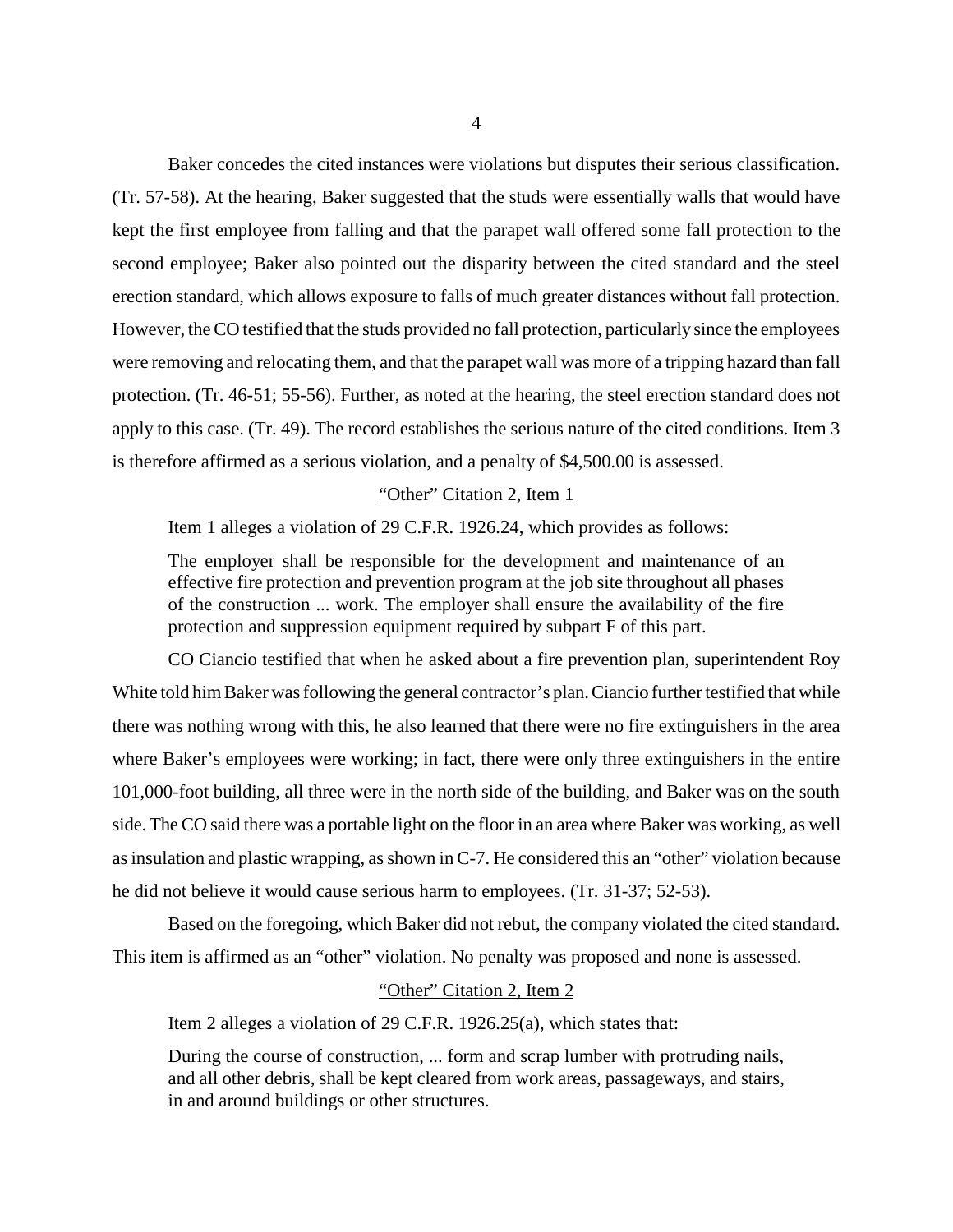Baker concedes the cited instances were violations but disputes their serious classification. (Tr. 57-58). At the hearing, Baker suggested that the studs were essentially walls that would have kept the first employee from falling and that the parapet wall offered some fall protection to the second employee; Baker also pointed out the disparity between the cited standard and the steel erection standard, which allows exposure to falls of much greater distances without fall protection. However, the CO testified that the studs provided no fall protection, particularly since the employees were removing and relocating them, and that the parapet wall was more of a tripping hazard than fall protection. (Tr. 46-51; 55-56). Further, as noted at the hearing, the steel erection standard does not apply to this case. (Tr. 49). The record establishes the serious nature of the cited conditions. Item 3 is therefore affirmed as a serious violation, and a penalty of $4,500.00 is assessed.

<u>"Other" Citation 2, Item 1</u>

Item 1 alleges a violation of 29 C.F.R. 1926.24, which provides as follows:

> The employer shall be responsible for the development and maintenance of an effective fire protection and prevention program at the job site throughout all phases of the construction ... work. The employer shall ensure the availability of the fire protection and suppression equipment required by subpart F of this part.

CO Ciancio testified that when he asked about a fire prevention plan, superintendent Roy White told him Baker was following the general contractor's plan. Ciancio further testified that while there was nothing wrong with this, he also learned that there were no fire extinguishers in the area where Baker's employees were working; in fact, there were only three extinguishers in the entire 101,000-foot building, all three were in the north side of the building, and Baker was on the south side. The CO said there was a portable light on the floor in an area where Baker was working, as well as insulation and plastic wrapping, as shown in C-7. He considered this an "other" violation because he did not believe it would cause serious harm to employees. (Tr. 31-37; 52-53).

Based on the foregoing, which Baker did not rebut, the company violated the cited standard. This item is affirmed as an "other" violation. No penalty was proposed and none is assessed.

<u>"Other" Citation 2, Item 2</u>

Item 2 alleges a violation of 29 C.F.R. 1926.25(a), which states that:

> During the course of construction, ... form and scrap lumber with protruding nails, and all other debris, shall be kept cleared from work areas, passageways, and stairs, in and around buildings or other structures.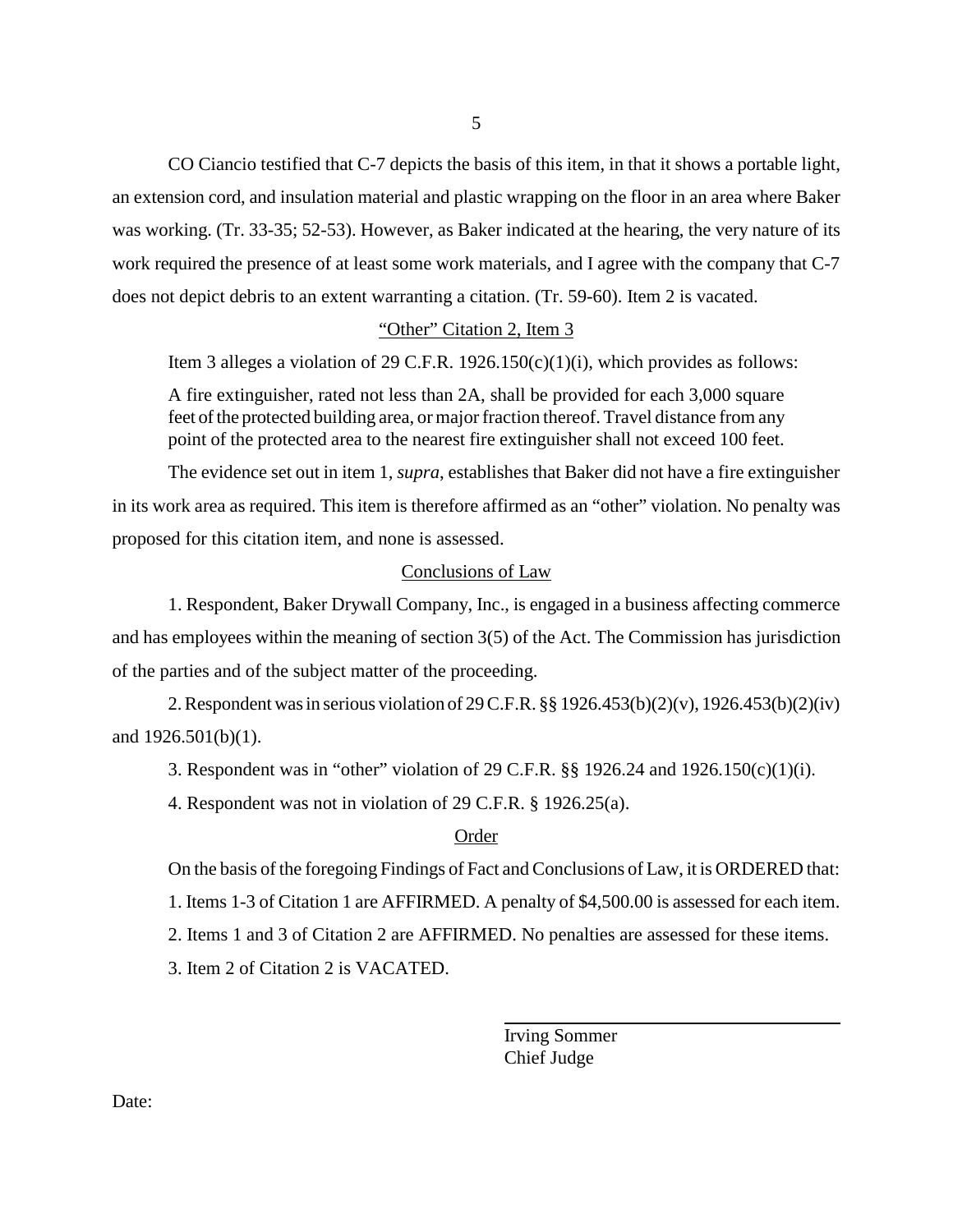CO Ciancio testified that C-7 depicts the basis of this item, in that it shows a portable light, an extension cord, and insulation material and plastic wrapping on the floor in an area where Baker was working. (Tr. 33-35; 52-53). However, as Baker indicated at the hearing, the very nature of its work required the presence of at least some work materials, and I agree with the company that C-7 does not depict debris to an extent warranting a citation. (Tr. 59-60). Item 2 is vacated.

"Other" Citation 2, Item 3

Item 3 alleges a violation of 29 C.F.R. 1926.150(c)(1)(i), which provides as follows:

> A fire extinguisher, rated not less than 2A, shall be provided for each 3,000 square feet of the protected building area, or major fraction thereof. Travel distance from any point of the protected area to the nearest fire extinguisher shall not exceed 100 feet.

The evidence set out in item 1, *supra*, establishes that Baker did not have a fire extinguisher in its work area as required. This item is therefore affirmed as an "other" violation. No penalty was proposed for this citation item, and none is assessed.

Conclusions of Law

1. Respondent, Baker Drywall Company, Inc., is engaged in a business affecting commerce and has employees within the meaning of section 3(5) of the Act. The Commission has jurisdiction of the parties and of the subject matter of the proceeding.

2. Respondent was in serious violation of 29 C.F.R. §§ 1926.453(b)(2)(v), 1926.453(b)(2)(iv) and 1926.501(b)(1).

3. Respondent was in "other" violation of 29 C.F.R. §§ 1926.24 and 1926.150(c)(1)(i).

4. Respondent was not in violation of 29 C.F.R. § 1926.25(a).

Order

On the basis of the foregoing Findings of Fact and Conclusions of Law, it is ORDERED that:

1. Items 1-3 of Citation 1 are AFFIRMED. A penalty of $4,500.00 is assessed for each item.

2. Items 1 and 3 of Citation 2 are AFFIRMED. No penalties are assessed for these items.

3. Item 2 of Citation 2 is VACATED.

Irving Sommer
Chief Judge

Date: